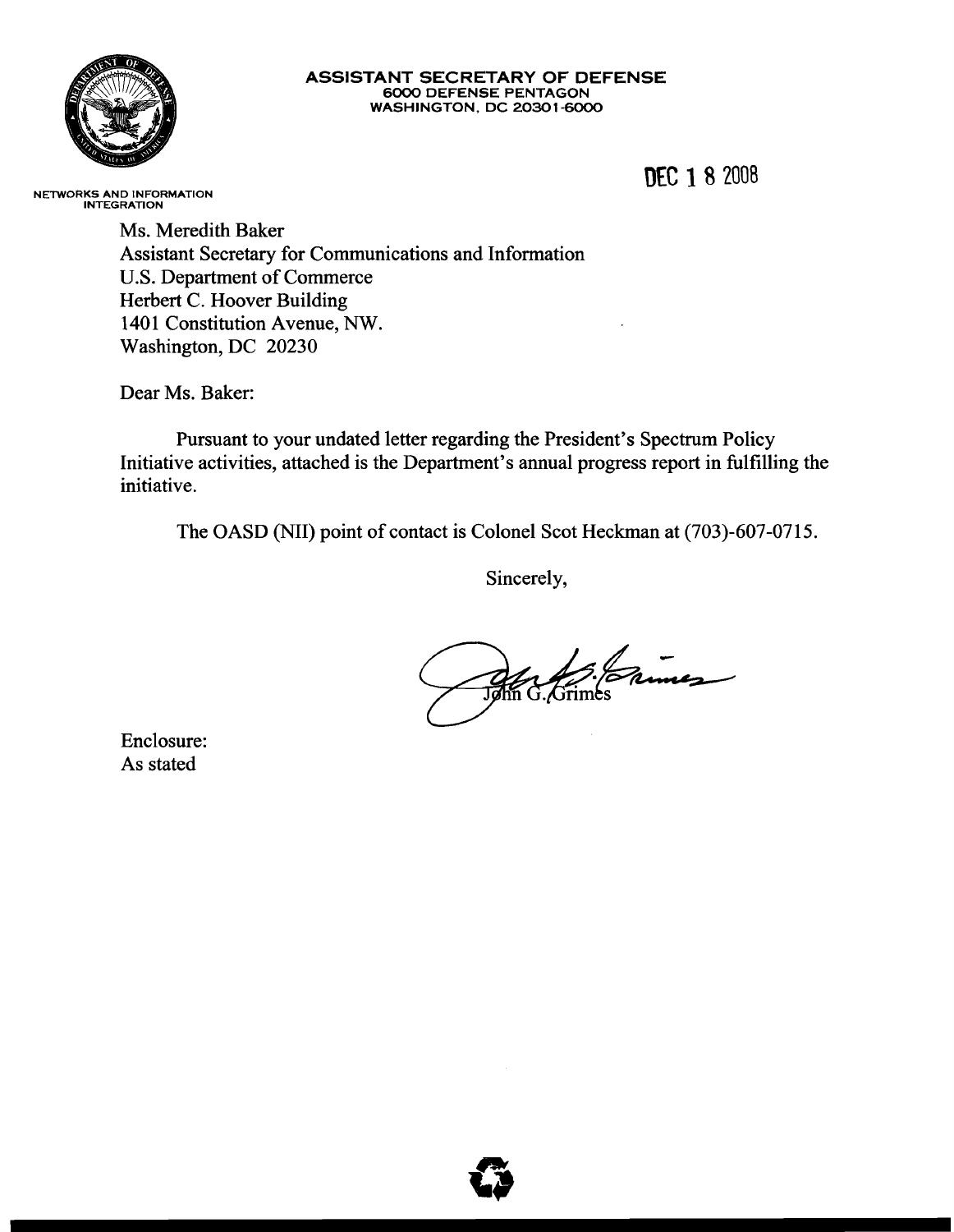**ASSISTANT SECRETARY OF DEFENSE**
6000 DEFENSE PENTAGON
WASHINGTON, DC 20301-6000

NETWORKS AND INFORMATION INTEGRATION

DEC 18 2008

Ms. Meredith Baker
Assistant Secretary for Communications and Information
U.S. Department of Commerce
Herbert C. Hoover Building
1401 Constitution Avenue, NW.
Washington, DC 20230

Dear Ms. Baker:

Pursuant to your undated letter regarding the President's Spectrum Policy Initiative activities, attached is the Department's annual progress report in fulfilling the initiative.

The OASD (NII) point of contact is Colonel Scot Heckman at (703)-607-0715.

Sincerely,

John G. Grimes

Enclosure:
As stated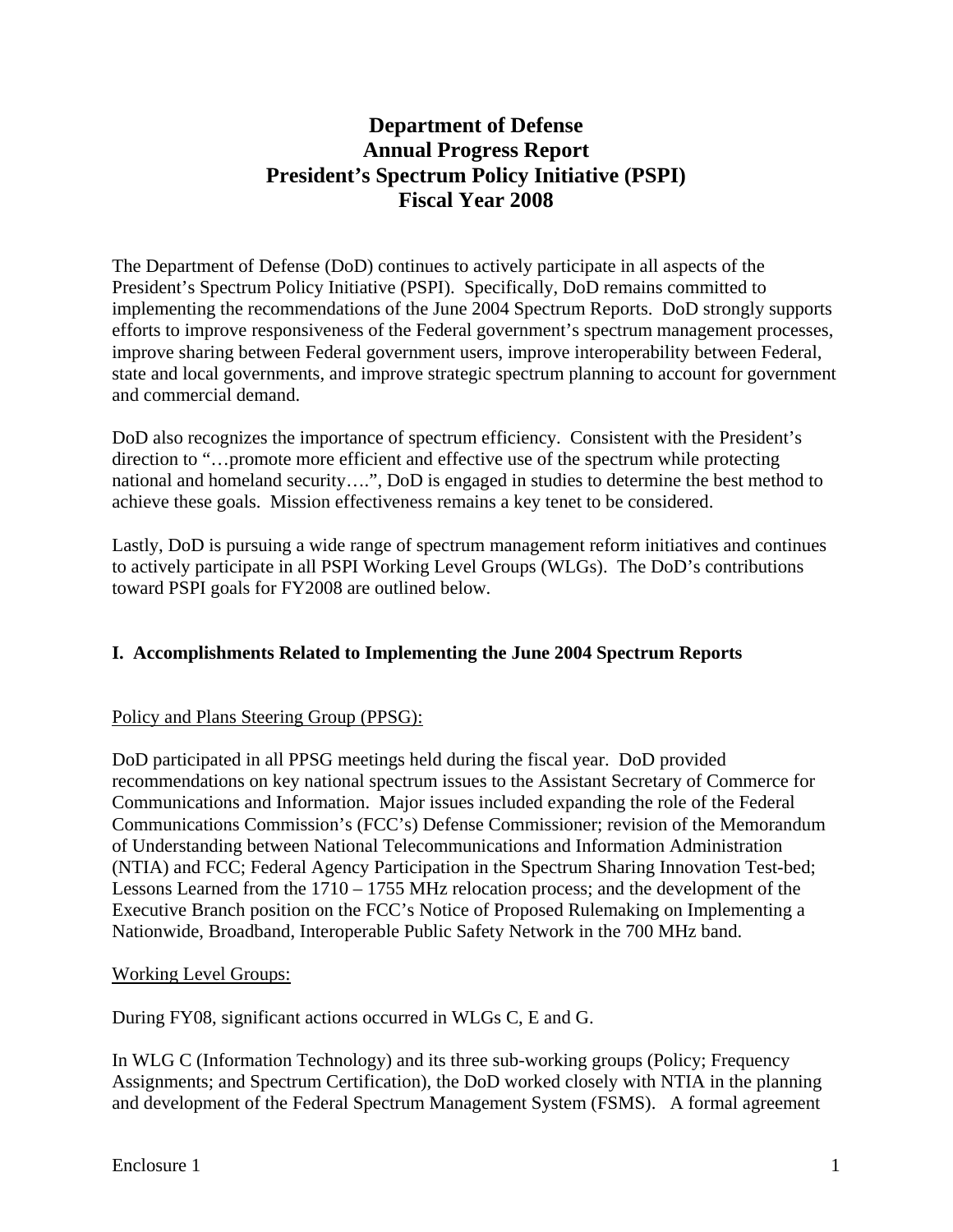# Department of Defense
# Annual Progress Report
# President's Spectrum Policy Initiative (PSPI)
# Fiscal Year 2008

The Department of Defense (DoD) continues to actively participate in all aspects of the President's Spectrum Policy Initiative (PSPI). Specifically, DoD remains committed to implementing the recommendations of the June 2004 Spectrum Reports. DoD strongly supports efforts to improve responsiveness of the Federal government's spectrum management processes, improve sharing between Federal government users, improve interoperability between Federal, state and local governments, and improve strategic spectrum planning to account for government and commercial demand.

DoD also recognizes the importance of spectrum efficiency. Consistent with the President's direction to "…promote more efficient and effective use of the spectrum while protecting national and homeland security….", DoD is engaged in studies to determine the best method to achieve these goals. Mission effectiveness remains a key tenet to be considered.

Lastly, DoD is pursuing a wide range of spectrum management reform initiatives and continues to actively participate in all PSPI Working Level Groups (WLGs). The DoD's contributions toward PSPI goals for FY2008 are outlined below.

## I. Accomplishments Related to Implementing the June 2004 Spectrum Reports

Policy and Plans Steering Group (PPSG):

DoD participated in all PPSG meetings held during the fiscal year. DoD provided recommendations on key national spectrum issues to the Assistant Secretary of Commerce for Communications and Information. Major issues included expanding the role of the Federal Communications Commission's (FCC's) Defense Commissioner; revision of the Memorandum of Understanding between National Telecommunications and Information Administration (NTIA) and FCC; Federal Agency Participation in the Spectrum Sharing Innovation Test-bed; Lessons Learned from the 1710 – 1755 MHz relocation process; and the development of the Executive Branch position on the FCC's Notice of Proposed Rulemaking on Implementing a Nationwide, Broadband, Interoperable Public Safety Network in the 700 MHz band.

Working Level Groups:

During FY08, significant actions occurred in WLGs C, E and G.

In WLG C (Information Technology) and its three sub-working groups (Policy; Frequency Assignments; and Spectrum Certification), the DoD worked closely with NTIA in the planning and development of the Federal Spectrum Management System (FSMS). A formal agreement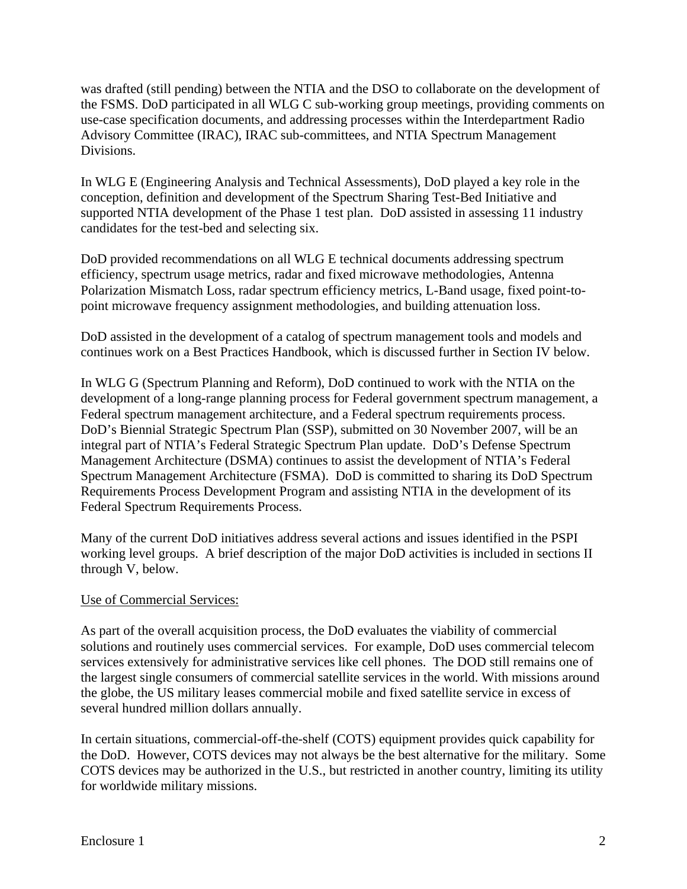was drafted (still pending) between the NTIA and the DSO to collaborate on the development of the FSMS. DoD participated in all WLG C sub-working group meetings, providing comments on use-case specification documents, and addressing processes within the Interdepartment Radio Advisory Committee (IRAC), IRAC sub-committees, and NTIA Spectrum Management Divisions.

In WLG E (Engineering Analysis and Technical Assessments), DoD played a key role in the conception, definition and development of the Spectrum Sharing Test-Bed Initiative and supported NTIA development of the Phase 1 test plan. DoD assisted in assessing 11 industry candidates for the test-bed and selecting six.

DoD provided recommendations on all WLG E technical documents addressing spectrum efficiency, spectrum usage metrics, radar and fixed microwave methodologies, Antenna Polarization Mismatch Loss, radar spectrum efficiency metrics, L-Band usage, fixed point-to-point microwave frequency assignment methodologies, and building attenuation loss.

DoD assisted in the development of a catalog of spectrum management tools and models and continues work on a Best Practices Handbook, which is discussed further in Section IV below.

In WLG G (Spectrum Planning and Reform), DoD continued to work with the NTIA on the development of a long-range planning process for Federal government spectrum management, a Federal spectrum management architecture, and a Federal spectrum requirements process. DoD's Biennial Strategic Spectrum Plan (SSP), submitted on 30 November 2007, will be an integral part of NTIA's Federal Strategic Spectrum Plan update. DoD's Defense Spectrum Management Architecture (DSMA) continues to assist the development of NTIA's Federal Spectrum Management Architecture (FSMA). DoD is committed to sharing its DoD Spectrum Requirements Process Development Program and assisting NTIA in the development of its Federal Spectrum Requirements Process.

Many of the current DoD initiatives address several actions and issues identified in the PSPI working level groups. A brief description of the major DoD activities is included in sections II through V, below.

Use of Commercial Services:

As part of the overall acquisition process, the DoD evaluates the viability of commercial solutions and routinely uses commercial services. For example, DoD uses commercial telecom services extensively for administrative services like cell phones. The DOD still remains one of the largest single consumers of commercial satellite services in the world. With missions around the globe, the US military leases commercial mobile and fixed satellite service in excess of several hundred million dollars annually.

In certain situations, commercial-off-the-shelf (COTS) equipment provides quick capability for the DoD. However, COTS devices may not always be the best alternative for the military. Some COTS devices may be authorized in the U.S., but restricted in another country, limiting its utility for worldwide military missions.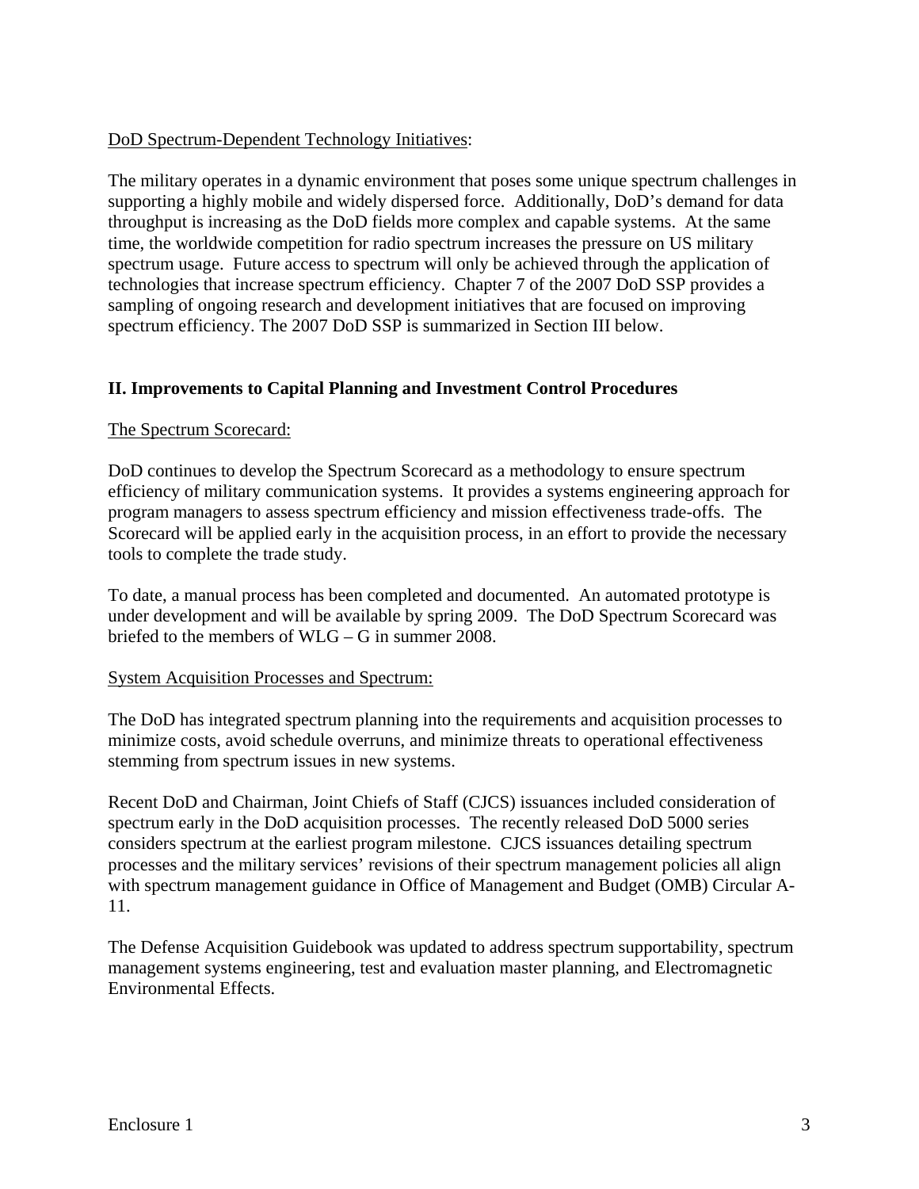DoD Spectrum-Dependent Technology Initiatives:

The military operates in a dynamic environment that poses some unique spectrum challenges in supporting a highly mobile and widely dispersed force. Additionally, DoD's demand for data throughput is increasing as the DoD fields more complex and capable systems. At the same time, the worldwide competition for radio spectrum increases the pressure on US military spectrum usage. Future access to spectrum will only be achieved through the application of technologies that increase spectrum efficiency. Chapter 7 of the 2007 DoD SSP provides a sampling of ongoing research and development initiatives that are focused on improving spectrum efficiency. The 2007 DoD SSP is summarized in Section III below.

## II. Improvements to Capital Planning and Investment Control Procedures

The Spectrum Scorecard:

DoD continues to develop the Spectrum Scorecard as a methodology to ensure spectrum efficiency of military communication systems. It provides a systems engineering approach for program managers to assess spectrum efficiency and mission effectiveness trade-offs. The Scorecard will be applied early in the acquisition process, in an effort to provide the necessary tools to complete the trade study.

To date, a manual process has been completed and documented. An automated prototype is under development and will be available by spring 2009. The DoD Spectrum Scorecard was briefed to the members of WLG – G in summer 2008.

System Acquisition Processes and Spectrum:

The DoD has integrated spectrum planning into the requirements and acquisition processes to minimize costs, avoid schedule overruns, and minimize threats to operational effectiveness stemming from spectrum issues in new systems.

Recent DoD and Chairman, Joint Chiefs of Staff (CJCS) issuances included consideration of spectrum early in the DoD acquisition processes. The recently released DoD 5000 series considers spectrum at the earliest program milestone. CJCS issuances detailing spectrum processes and the military services' revisions of their spectrum management policies all align with spectrum management guidance in Office of Management and Budget (OMB) Circular A-11.

The Defense Acquisition Guidebook was updated to address spectrum supportability, spectrum management systems engineering, test and evaluation master planning, and Electromagnetic Environmental Effects.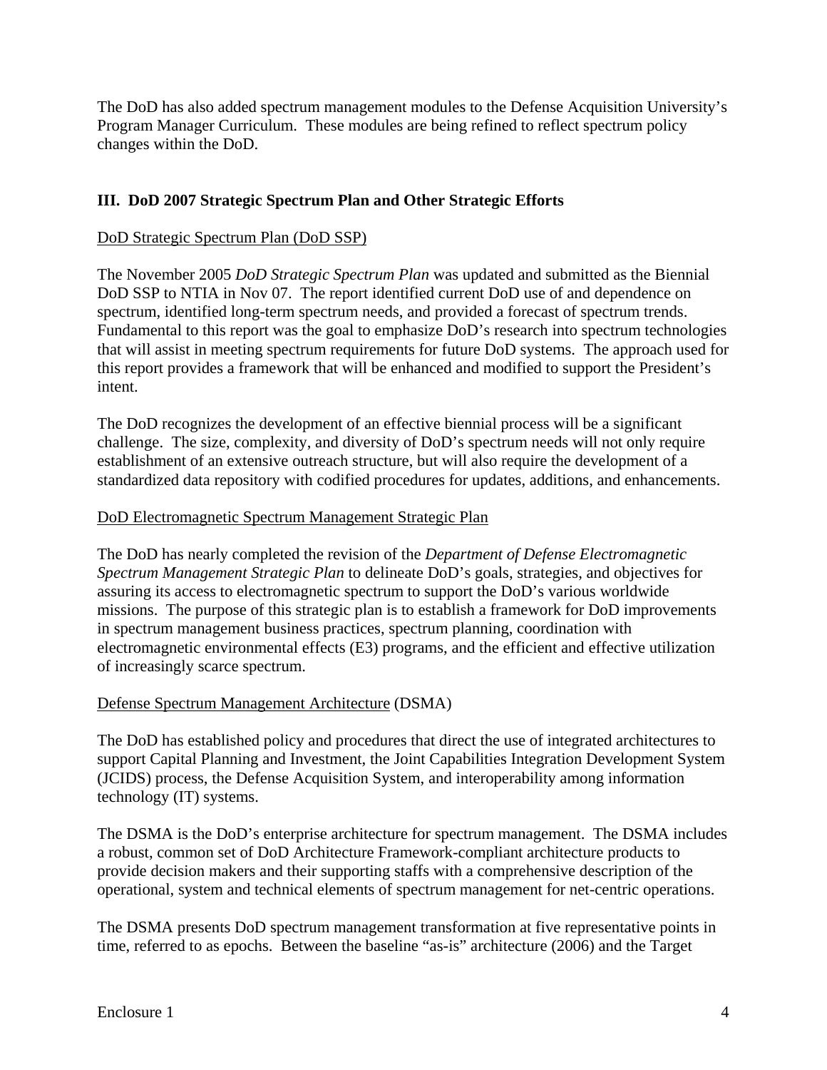The DoD has also added spectrum management modules to the Defense Acquisition University's Program Manager Curriculum. These modules are being refined to reflect spectrum policy changes within the DoD.

## III. DoD 2007 Strategic Spectrum Plan and Other Strategic Efforts

DoD Strategic Spectrum Plan (DoD SSP)

The November 2005 *DoD Strategic Spectrum Plan* was updated and submitted as the Biennial DoD SSP to NTIA in Nov 07. The report identified current DoD use of and dependence on spectrum, identified long-term spectrum needs, and provided a forecast of spectrum trends. Fundamental to this report was the goal to emphasize DoD's research into spectrum technologies that will assist in meeting spectrum requirements for future DoD systems. The approach used for this report provides a framework that will be enhanced and modified to support the President's intent.

The DoD recognizes the development of an effective biennial process will be a significant challenge. The size, complexity, and diversity of DoD's spectrum needs will not only require establishment of an extensive outreach structure, but will also require the development of a standardized data repository with codified procedures for updates, additions, and enhancements.

DoD Electromagnetic Spectrum Management Strategic Plan

The DoD has nearly completed the revision of the *Department of Defense Electromagnetic Spectrum Management Strategic Plan* to delineate DoD's goals, strategies, and objectives for assuring its access to electromagnetic spectrum to support the DoD's various worldwide missions. The purpose of this strategic plan is to establish a framework for DoD improvements in spectrum management business practices, spectrum planning, coordination with electromagnetic environmental effects (E3) programs, and the efficient and effective utilization of increasingly scarce spectrum.

Defense Spectrum Management Architecture (DSMA)

The DoD has established policy and procedures that direct the use of integrated architectures to support Capital Planning and Investment, the Joint Capabilities Integration Development System (JCIDS) process, the Defense Acquisition System, and interoperability among information technology (IT) systems.

The DSMA is the DoD's enterprise architecture for spectrum management. The DSMA includes a robust, common set of DoD Architecture Framework-compliant architecture products to provide decision makers and their supporting staffs with a comprehensive description of the operational, system and technical elements of spectrum management for net-centric operations.

The DSMA presents DoD spectrum management transformation at five representative points in time, referred to as epochs. Between the baseline "as-is" architecture (2006) and the Target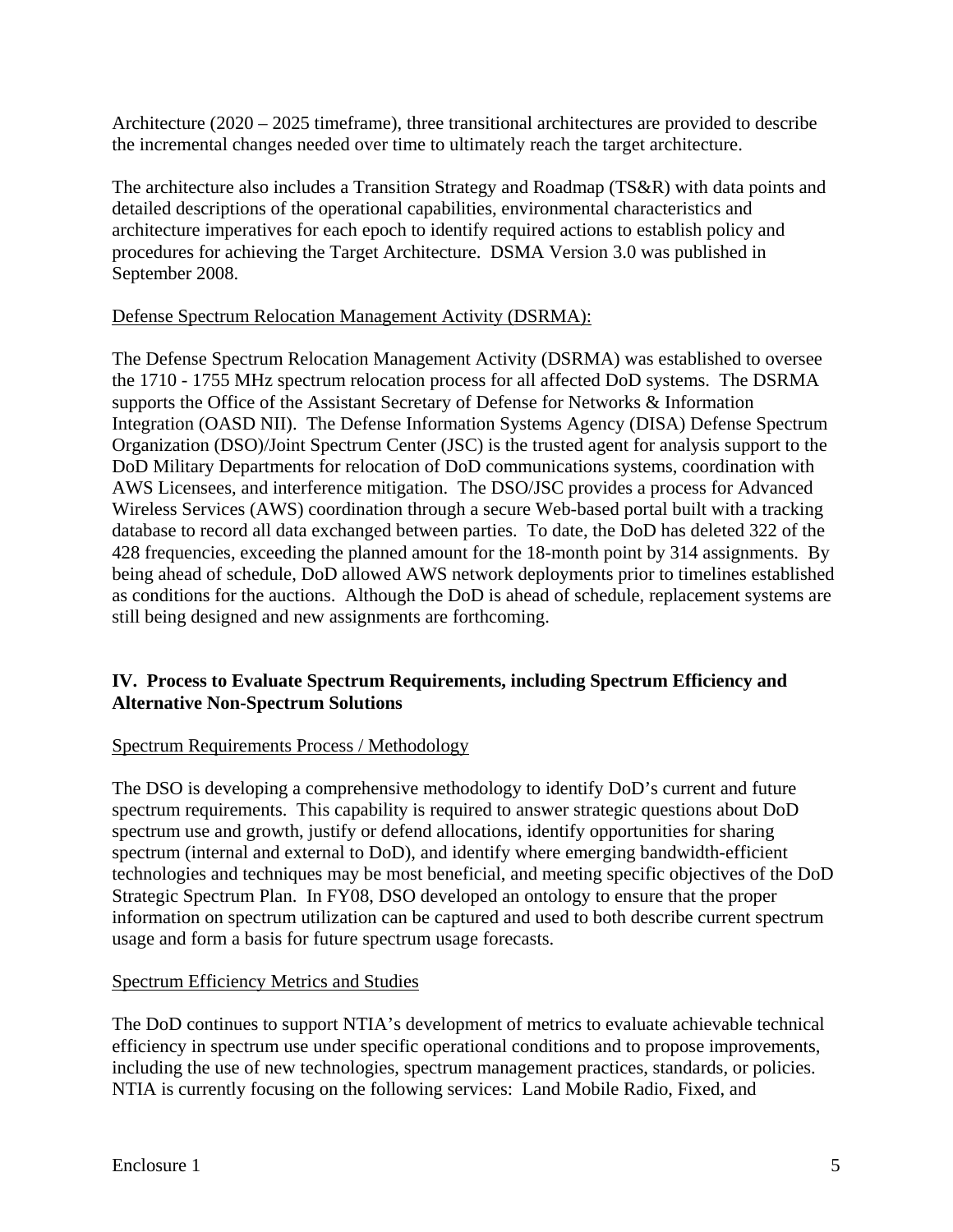Architecture (2020 – 2025 timeframe), three transitional architectures are provided to describe the incremental changes needed over time to ultimately reach the target architecture.

The architecture also includes a Transition Strategy and Roadmap (TS&R) with data points and detailed descriptions of the operational capabilities, environmental characteristics and architecture imperatives for each epoch to identify required actions to establish policy and procedures for achieving the Target Architecture. DSMA Version 3.0 was published in September 2008.

Defense Spectrum Relocation Management Activity (DSRMA):

The Defense Spectrum Relocation Management Activity (DSRMA) was established to oversee the 1710 - 1755 MHz spectrum relocation process for all affected DoD systems. The DSRMA supports the Office of the Assistant Secretary of Defense for Networks & Information Integration (OASD NII). The Defense Information Systems Agency (DISA) Defense Spectrum Organization (DSO)/Joint Spectrum Center (JSC) is the trusted agent for analysis support to the DoD Military Departments for relocation of DoD communications systems, coordination with AWS Licensees, and interference mitigation. The DSO/JSC provides a process for Advanced Wireless Services (AWS) coordination through a secure Web-based portal built with a tracking database to record all data exchanged between parties. To date, the DoD has deleted 322 of the 428 frequencies, exceeding the planned amount for the 18-month point by 314 assignments. By being ahead of schedule, DoD allowed AWS network deployments prior to timelines established as conditions for the auctions. Although the DoD is ahead of schedule, replacement systems are still being designed and new assignments are forthcoming.

## IV. Process to Evaluate Spectrum Requirements, including Spectrum Efficiency and Alternative Non-Spectrum Solutions

Spectrum Requirements Process / Methodology

The DSO is developing a comprehensive methodology to identify DoD's current and future spectrum requirements. This capability is required to answer strategic questions about DoD spectrum use and growth, justify or defend allocations, identify opportunities for sharing spectrum (internal and external to DoD), and identify where emerging bandwidth-efficient technologies and techniques may be most beneficial, and meeting specific objectives of the DoD Strategic Spectrum Plan. In FY08, DSO developed an ontology to ensure that the proper information on spectrum utilization can be captured and used to both describe current spectrum usage and form a basis for future spectrum usage forecasts.

Spectrum Efficiency Metrics and Studies

The DoD continues to support NTIA's development of metrics to evaluate achievable technical efficiency in spectrum use under specific operational conditions and to propose improvements, including the use of new technologies, spectrum management practices, standards, or policies. NTIA is currently focusing on the following services: Land Mobile Radio, Fixed, and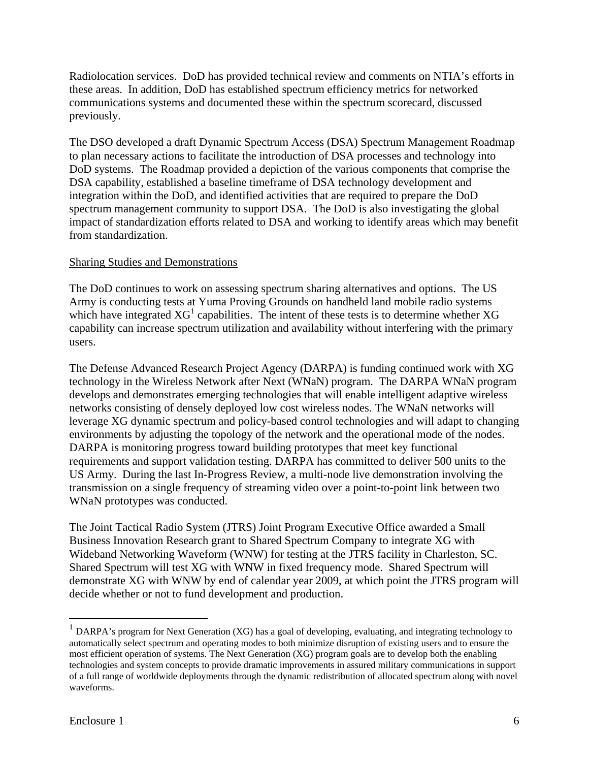Radiolocation services. DoD has provided technical review and comments on NTIA's efforts in these areas. In addition, DoD has established spectrum efficiency metrics for networked communications systems and documented these within the spectrum scorecard, discussed previously.

The DSO developed a draft Dynamic Spectrum Access (DSA) Spectrum Management Roadmap to plan necessary actions to facilitate the introduction of DSA processes and technology into DoD systems. The Roadmap provided a depiction of the various components that comprise the DSA capability, established a baseline timeframe of DSA technology development and integration within the DoD, and identified activities that are required to prepare the DoD spectrum management community to support DSA. The DoD is also investigating the global impact of standardization efforts related to DSA and working to identify areas which may benefit from standardization.

Sharing Studies and Demonstrations

The DoD continues to work on assessing spectrum sharing alternatives and options. The US Army is conducting tests at Yuma Proving Grounds on handheld land mobile radio systems which have integrated XG[1] capabilities. The intent of these tests is to determine whether XG capability can increase spectrum utilization and availability without interfering with the primary users.

The Defense Advanced Research Project Agency (DARPA) is funding continued work with XG technology in the Wireless Network after Next (WNaN) program. The DARPA WNaN program develops and demonstrates emerging technologies that will enable intelligent adaptive wireless networks consisting of densely deployed low cost wireless nodes. The WNaN networks will leverage XG dynamic spectrum and policy-based control technologies and will adapt to changing environments by adjusting the topology of the network and the operational mode of the nodes. DARPA is monitoring progress toward building prototypes that meet key functional requirements and support validation testing. DARPA has committed to deliver 500 units to the US Army. During the last In-Progress Review, a multi-node live demonstration involving the transmission on a single frequency of streaming video over a point-to-point link between two WNaN prototypes was conducted.

The Joint Tactical Radio System (JTRS) Joint Program Executive Office awarded a Small Business Innovation Research grant to Shared Spectrum Company to integrate XG with Wideband Networking Waveform (WNW) for testing at the JTRS facility in Charleston, SC. Shared Spectrum will test XG with WNW in fixed frequency mode. Shared Spectrum will demonstrate XG with WNW by end of calendar year 2009, at which point the JTRS program will decide whether or not to fund development and production.

---

[1] DARPA's program for Next Generation (XG) has a goal of developing, evaluating, and integrating technology to automatically select spectrum and operating modes to both minimize disruption of existing users and to ensure the most efficient operation of systems. The Next Generation (XG) program goals are to develop both the enabling technologies and system concepts to provide dramatic improvements in assured military communications in support of a full range of worldwide deployments through the dynamic redistribution of allocated spectrum along with novel waveforms.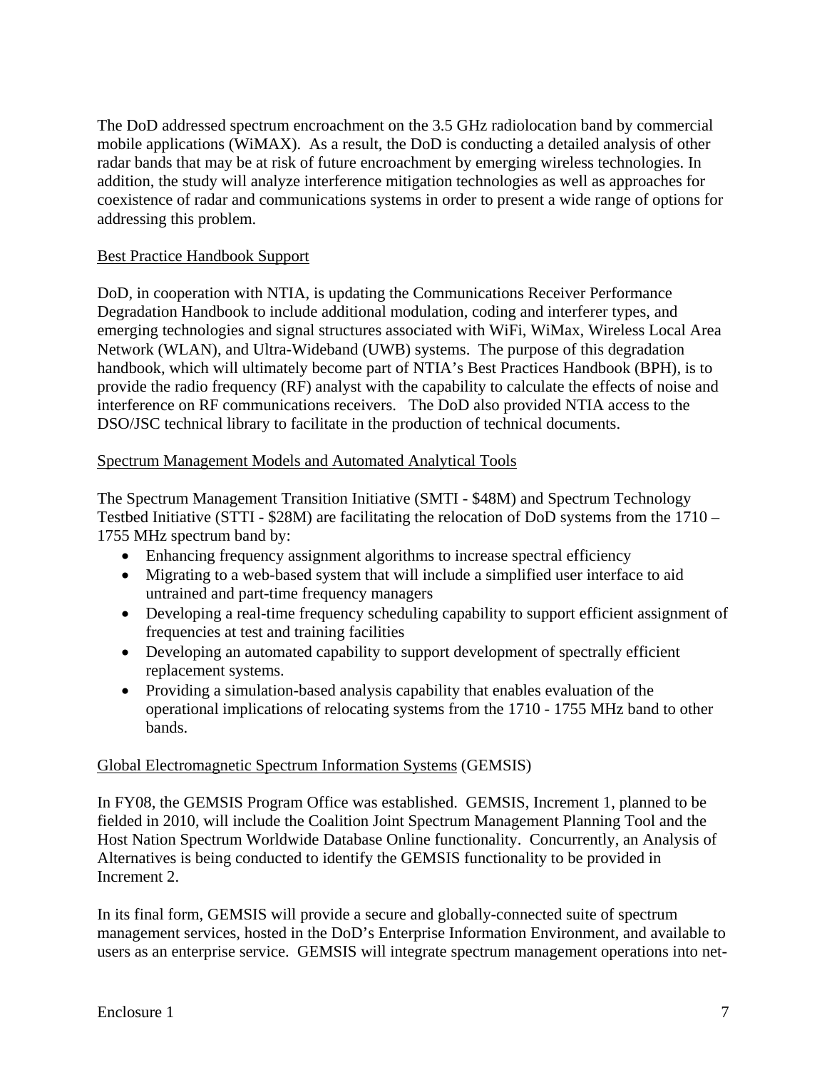The DoD addressed spectrum encroachment on the 3.5 GHz radiolocation band by commercial mobile applications (WiMAX). As a result, the DoD is conducting a detailed analysis of other radar bands that may be at risk of future encroachment by emerging wireless technologies. In addition, the study will analyze interference mitigation technologies as well as approaches for coexistence of radar and communications systems in order to present a wide range of options for addressing this problem.

<u>Best Practice Handbook Support</u>

DoD, in cooperation with NTIA, is updating the Communications Receiver Performance Degradation Handbook to include additional modulation, coding and interferer types, and emerging technologies and signal structures associated with WiFi, WiMax, Wireless Local Area Network (WLAN), and Ultra-Wideband (UWB) systems. The purpose of this degradation handbook, which will ultimately become part of NTIA's Best Practices Handbook (BPH), is to provide the radio frequency (RF) analyst with the capability to calculate the effects of noise and interference on RF communications receivers. The DoD also provided NTIA access to the DSO/JSC technical library to facilitate in the production of technical documents.

<u>Spectrum Management Models and Automated Analytical Tools</u>

The Spectrum Management Transition Initiative (SMTI - $48M) and Spectrum Technology Testbed Initiative (STTI - $28M) are facilitating the relocation of DoD systems from the 1710 – 1755 MHz spectrum band by:

- Enhancing frequency assignment algorithms to increase spectral efficiency
- Migrating to a web-based system that will include a simplified user interface to aid untrained and part-time frequency managers
- Developing a real-time frequency scheduling capability to support efficient assignment of frequencies at test and training facilities
- Developing an automated capability to support development of spectrally efficient replacement systems.
- Providing a simulation-based analysis capability that enables evaluation of the operational implications of relocating systems from the 1710 - 1755 MHz band to other bands.

<u>Global Electromagnetic Spectrum Information Systems</u> (GEMSIS)

In FY08, the GEMSIS Program Office was established. GEMSIS, Increment 1, planned to be fielded in 2010, will include the Coalition Joint Spectrum Management Planning Tool and the Host Nation Spectrum Worldwide Database Online functionality. Concurrently, an Analysis of Alternatives is being conducted to identify the GEMSIS functionality to be provided in Increment 2.

In its final form, GEMSIS will provide a secure and globally-connected suite of spectrum management services, hosted in the DoD's Enterprise Information Environment, and available to users as an enterprise service. GEMSIS will integrate spectrum management operations into net-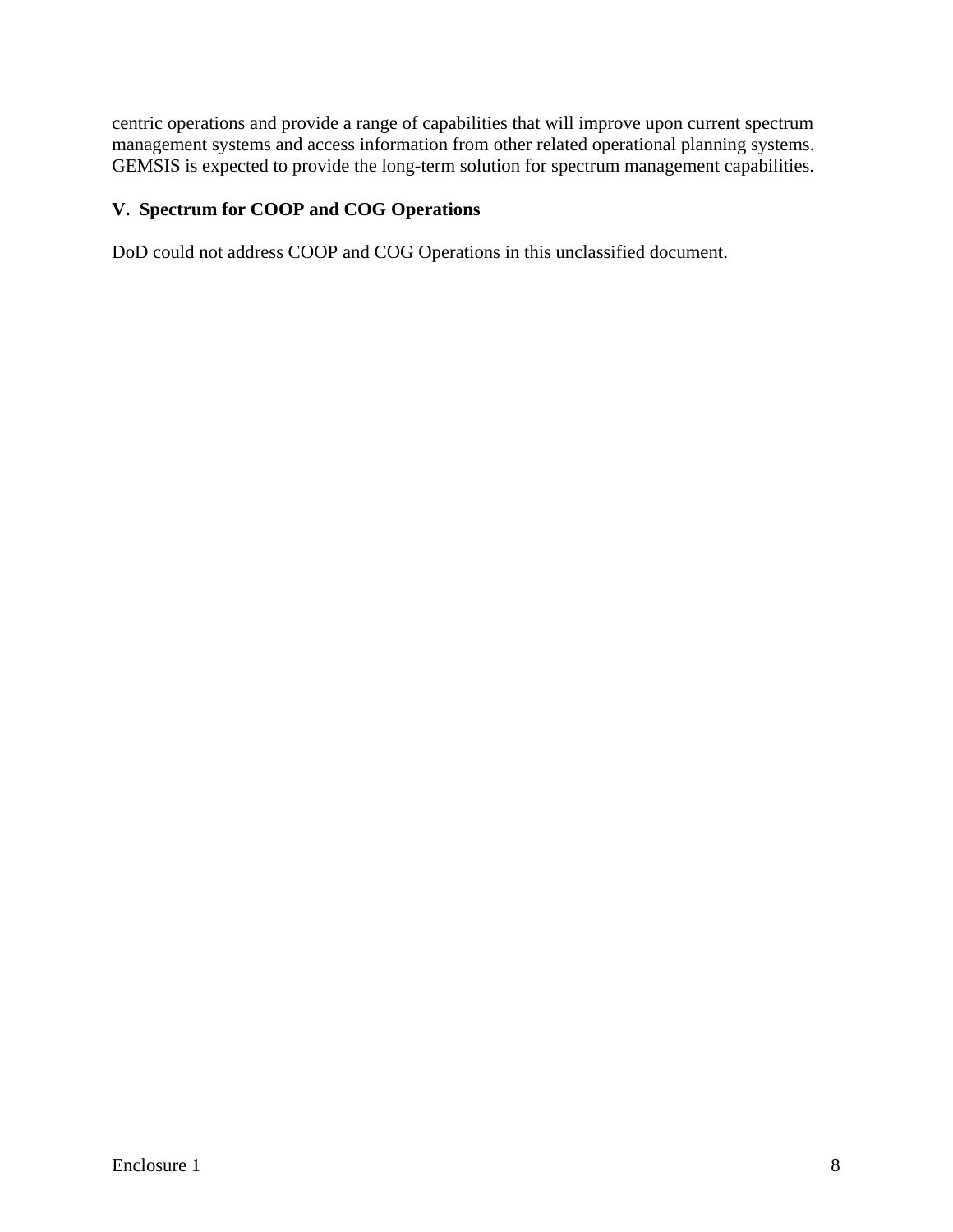centric operations and provide a range of capabilities that will improve upon current spectrum management systems and access information from other related operational planning systems. GEMSIS is expected to provide the long-term solution for spectrum management capabilities.

## V. Spectrum for COOP and COG Operations

DoD could not address COOP and COG Operations in this unclassified document.